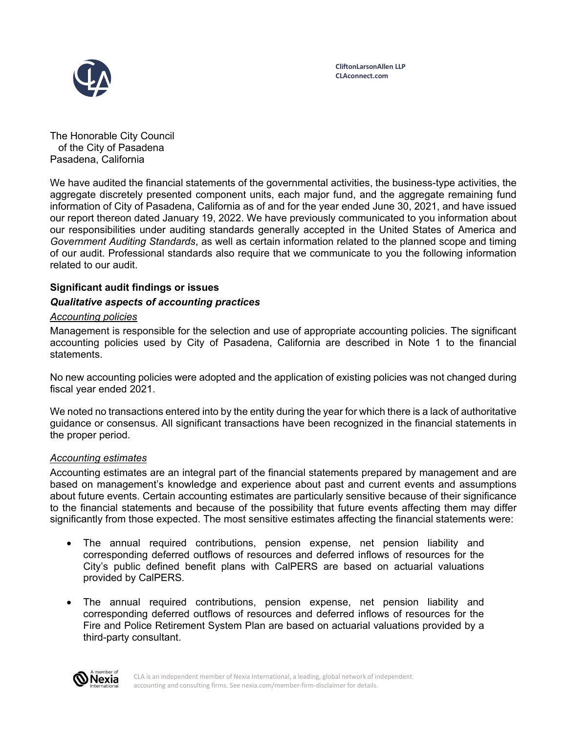CliftonLarsonAllen LLP
CLAconnect.com

The Honorable City Council
of the City of Pasadena
Pasadena, California

We have audited the financial statements of the governmental activities, the business-type activities, the aggregate discretely presented component units, each major fund, and the aggregate remaining fund information of City of Pasadena, California as of and for the year ended June 30, 2021, and have issued our report thereon dated January 19, 2022. We have previously communicated to you information about our responsibilities under auditing standards generally accepted in the United States of America and *Government Auditing Standards*, as well as certain information related to the planned scope and timing of our audit. Professional standards also require that we communicate to you the following information related to our audit.

## Significant audit findings or issues

### *Qualitative aspects of accounting practices*

#### Accounting policies

Management is responsible for the selection and use of appropriate accounting policies. The significant accounting policies used by City of Pasadena, California are described in Note 1 to the financial statements.

No new accounting policies were adopted and the application of existing policies was not changed during fiscal year ended 2021.

We noted no transactions entered into by the entity during the year for which there is a lack of authoritative guidance or consensus. All significant transactions have been recognized in the financial statements in the proper period.

#### Accounting estimates

Accounting estimates are an integral part of the financial statements prepared by management and are based on management's knowledge and experience about past and current events and assumptions about future events. Certain accounting estimates are particularly sensitive because of their significance to the financial statements and because of the possibility that future events affecting them may differ significantly from those expected. The most sensitive estimates affecting the financial statements were:

- The annual required contributions, pension expense, net pension liability and corresponding deferred outflows of resources and deferred inflows of resources for the City's public defined benefit plans with CalPERS are based on actuarial valuations provided by CalPERS.
- The annual required contributions, pension expense, net pension liability and corresponding deferred outflows of resources and deferred inflows of resources for the Fire and Police Retirement System Plan are based on actuarial valuations provided by a third-party consultant.

CLA is an independent member of Nexia International, a leading, global network of independent accounting and consulting firms. See nexia.com/member-firm-disclaimer for details.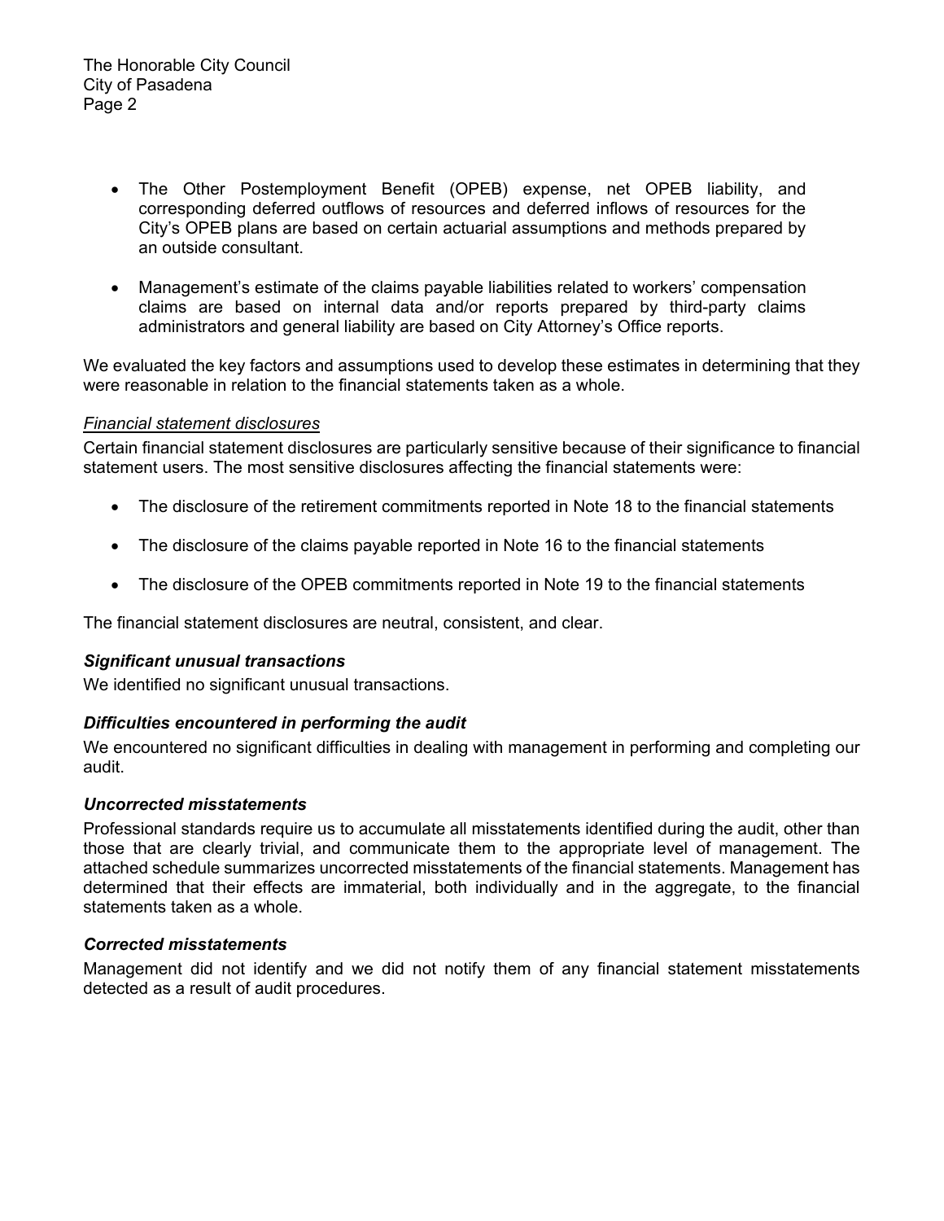- The Other Postemployment Benefit (OPEB) expense, net OPEB liability, and corresponding deferred outflows of resources and deferred inflows of resources for the City's OPEB plans are based on certain actuarial assumptions and methods prepared by an outside consultant.

- Management's estimate of the claims payable liabilities related to workers' compensation claims are based on internal data and/or reports prepared by third-party claims administrators and general liability are based on City Attorney's Office reports.

We evaluated the key factors and assumptions used to develop these estimates in determining that they were reasonable in relation to the financial statements taken as a whole.

*Financial statement disclosures*

Certain financial statement disclosures are particularly sensitive because of their significance to financial statement users. The most sensitive disclosures affecting the financial statements were:

- The disclosure of the retirement commitments reported in Note 18 to the financial statements

- The disclosure of the claims payable reported in Note 16 to the financial statements

- The disclosure of the OPEB commitments reported in Note 19 to the financial statements

The financial statement disclosures are neutral, consistent, and clear.

***Significant unusual transactions***

We identified no significant unusual transactions.

***Difficulties encountered in performing the audit***

We encountered no significant difficulties in dealing with management in performing and completing our audit.

***Uncorrected misstatements***

Professional standards require us to accumulate all misstatements identified during the audit, other than those that are clearly trivial, and communicate them to the appropriate level of management. The attached schedule summarizes uncorrected misstatements of the financial statements. Management has determined that their effects are immaterial, both individually and in the aggregate, to the financial statements taken as a whole.

***Corrected misstatements***

Management did not identify and we did not notify them of any financial statement misstatements detected as a result of audit procedures.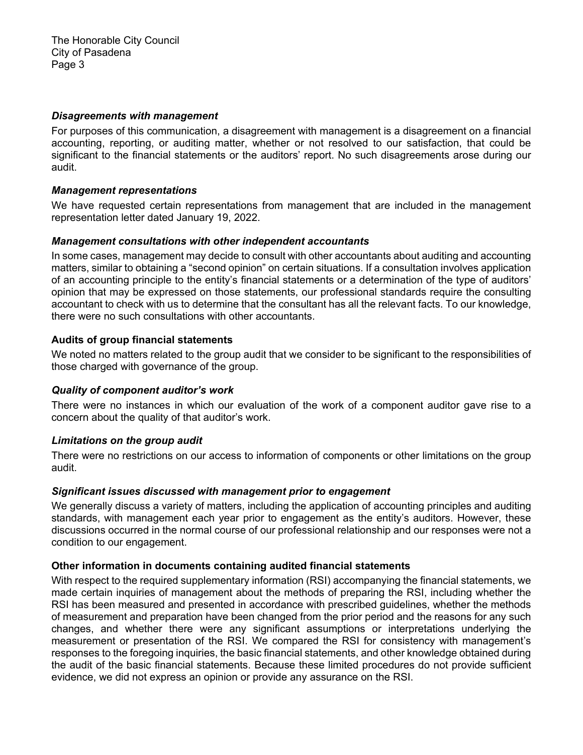### *Disagreements with management*

For purposes of this communication, a disagreement with management is a disagreement on a financial accounting, reporting, or auditing matter, whether or not resolved to our satisfaction, that could be significant to the financial statements or the auditors' report. No such disagreements arose during our audit.

### *Management representations*

We have requested certain representations from management that are included in the management representation letter dated January 19, 2022.

### *Management consultations with other independent accountants*

In some cases, management may decide to consult with other accountants about auditing and accounting matters, similar to obtaining a "second opinion" on certain situations. If a consultation involves application of an accounting principle to the entity's financial statements or a determination of the type of auditors' opinion that may be expressed on those statements, our professional standards require the consulting accountant to check with us to determine that the consultant has all the relevant facts. To our knowledge, there were no such consultations with other accountants.

## **Audits of group financial statements**

We noted no matters related to the group audit that we consider to be significant to the responsibilities of those charged with governance of the group.

### *Quality of component auditor's work*

There were no instances in which our evaluation of the work of a component auditor gave rise to a concern about the quality of that auditor's work.

### *Limitations on the group audit*

There were no restrictions on our access to information of components or other limitations on the group audit.

### *Significant issues discussed with management prior to engagement*

We generally discuss a variety of matters, including the application of accounting principles and auditing standards, with management each year prior to engagement as the entity's auditors. However, these discussions occurred in the normal course of our professional relationship and our responses were not a condition to our engagement.

## **Other information in documents containing audited financial statements**

With respect to the required supplementary information (RSI) accompanying the financial statements, we made certain inquiries of management about the methods of preparing the RSI, including whether the RSI has been measured and presented in accordance with prescribed guidelines, whether the methods of measurement and preparation have been changed from the prior period and the reasons for any such changes, and whether there were any significant assumptions or interpretations underlying the measurement or presentation of the RSI. We compared the RSI for consistency with management's responses to the foregoing inquiries, the basic financial statements, and other knowledge obtained during the audit of the basic financial statements. Because these limited procedures do not provide sufficient evidence, we did not express an opinion or provide any assurance on the RSI.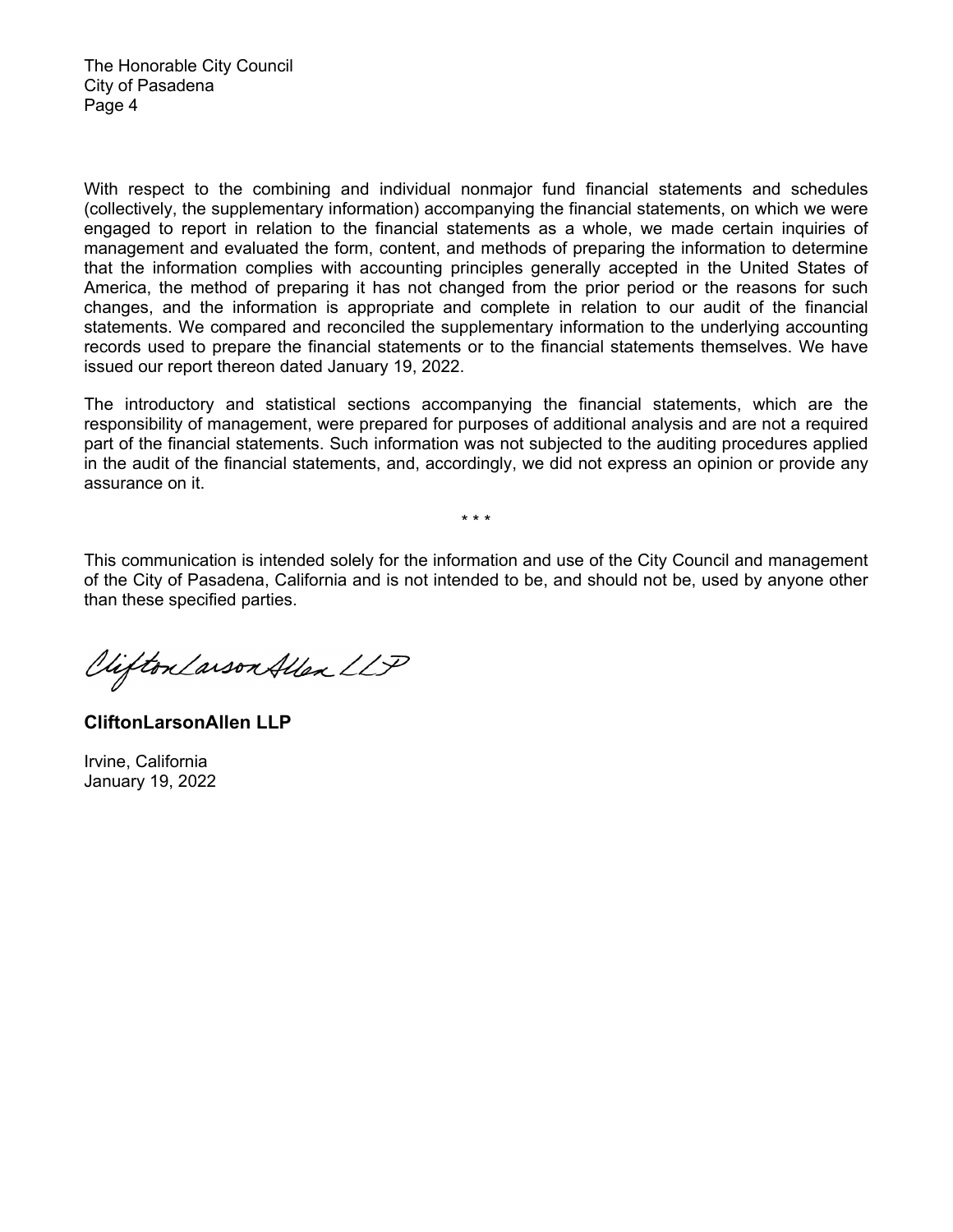With respect to the combining and individual nonmajor fund financial statements and schedules (collectively, the supplementary information) accompanying the financial statements, on which we were engaged to report in relation to the financial statements as a whole, we made certain inquiries of management and evaluated the form, content, and methods of preparing the information to determine that the information complies with accounting principles generally accepted in the United States of America, the method of preparing it has not changed from the prior period or the reasons for such changes, and the information is appropriate and complete in relation to our audit of the financial statements. We compared and reconciled the supplementary information to the underlying accounting records used to prepare the financial statements or to the financial statements themselves. We have issued our report thereon dated January 19, 2022.

The introductory and statistical sections accompanying the financial statements, which are the responsibility of management, were prepared for purposes of additional analysis and are not a required part of the financial statements. Such information was not subjected to the auditing procedures applied in the audit of the financial statements, and, accordingly, we did not express an opinion or provide any assurance on it.

\* \* \*

This communication is intended solely for the information and use of the City Council and management of the City of Pasadena, California and is not intended to be, and should not be, used by anyone other than these specified parties.

CliftonLarsonAllen LLP

**CliftonLarsonAllen LLP**

Irvine, California
January 19, 2022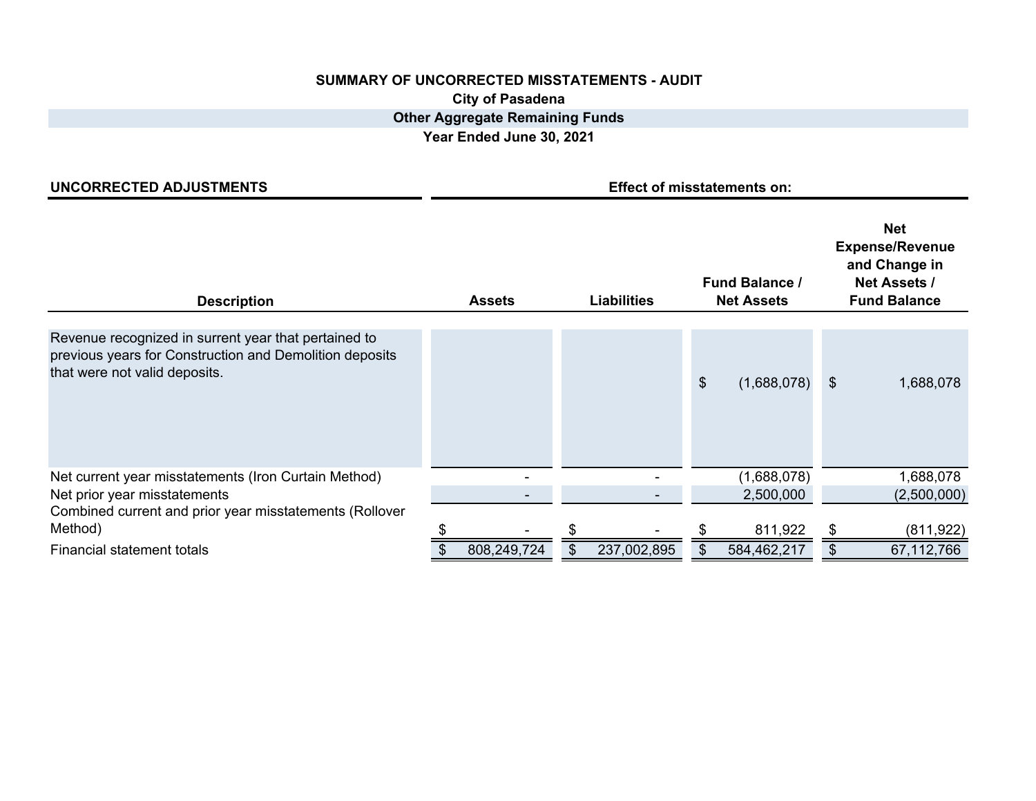**SUMMARY OF UNCORRECTED MISSTATEMENTS - AUDIT**

**City of Pasadena**

**Other Aggregate Remaining Funds**

**Year Ended June 30, 2021**

| UNCORRECTED ADJUSTMENTS | Effect of misstatements on: | | | |
|---|---|---|---|---|
| **Description** | **Assets** | **Liabilities** | **Fund Balance / Net Assets** | **Net Expense/Revenue and Change in Net Assets / Fund Balance** |
| Revenue recognized in surrent year that pertained to previous years for Construction and Demolition deposits that were not valid deposits. | | | $ (1,688,078) | $ 1,688,078 |
| Net current year misstatements (Iron Curtain Method) | - | - | (1,688,078) | 1,688,078 |
| Net prior year misstatements | - | - | 2,500,000 | (2,500,000) |
| Combined current and prior year misstatements (Rollover Method) | $ - | $ - | $ 811,922 | $ (811,922) |
| Financial statement totals | $ 808,249,724 | $ 237,002,895 | $ 584,462,217 | $ 67,112,766 |